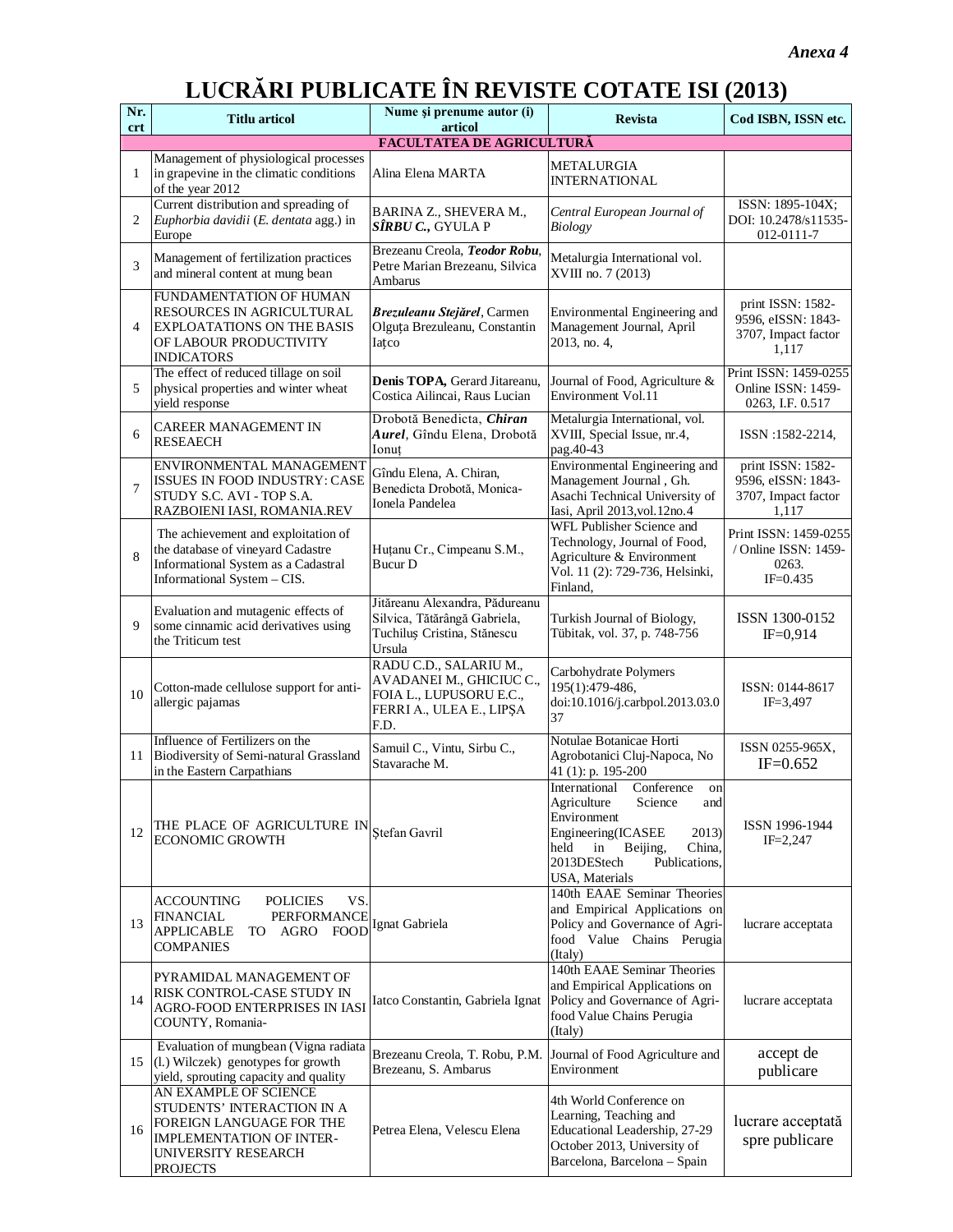*Anexa 4*

# LUCRĂRI PUBLICATE ÎN REVISTE COTATE ISI (2013)

| Nr. crt | Titlu articol | Nume şi prenume autor (i) articol | Revista | Cod ISBN, ISSN etc. |
|---|---|---|---|---|
| **FACULTATEA DE AGRICULTURĂ** | | | | |
| 1 | Management of physiological processes in grapevine in the climatic conditions of the year 2012 | Alina Elena MARTA | METALURGIA INTERNATIONAL | |
| 2 | Current distribution and spreading of *Euphorbia davidii* (*E. dentata* agg.) in Europe | BARINA Z., SHEVERA M., ***SÎRBU C.,*** GYULA P | *Central European Journal of Biology* | ISSN: 1895-104X; DOI: 10.2478/s11535-012-0111-7 |
| 3 | Management of fertilization practices and mineral content at mung bean | Brezeanu Creola, ***Teodor Robu***, Petre Marian Brezeanu, Silvica Ambarus | Metalurgia International vol. XVIII no. 7 (2013) | |
| 4 | FUNDAMENTATION OF HUMAN RESOURCES IN AGRICULTURAL EXPLOATATIONS ON THE BASIS OF LABOUR PRODUCTIVITY INDICATORS | ***Brezuleanu Stejărel***, Carmen Olguța Brezuleanu, Constantin Ialțco | Environmental Engineering and Management Journal, April 2013, no. 4, | print ISSN: 1582-9596, eISSN: 1843-3707, Impact factor 1,117 |
| 5 | The effect of reduced tillage on soil physical properties and winter wheat yield response | **Denis TOPA,** Gerard Jitareanu, Costica Ailincai, Raus Lucian | Journal of Food, Agriculture & Environment Vol.11 | Print ISSN: 1459-0255 Online ISSN: 1459-0263, I.F. 0.517 |
| 6 | CAREER MANAGEMENT IN RESEAECH | Drobotă Benedicta, ***Chiran Aurel***, Gîndu Elena, Drobotă Ionuț | Metalurgia International, vol. XVIII, Special Issue, nr.4, pag.40-43 | ISSN :1582-2214, |
| 7 | ENVIRONMENTAL MANAGEMENT ISSUES IN FOOD INDUSTRY: CASE STUDY S.C. AVI - TOP S.A. RAZBOIENI IASI, ROMANIA.REV | Gîndu Elena, A. Chiran, Benedicta Drobotă, Monica-Ionela Pandelea | Environmental Engineering and Management Journal , Gh. Asachi Technical University of Iasi, April 2013,vol.12no.4 | print ISSN: 1582-9596, eISSN: 1843-3707, Impact factor 1,117 |
| 8 | The achievement and exploitation of the database of vineyard Cadastre Informational System as a Cadastral Informational System – CIS. | Huțanu Cr., Cimpeanu S.M., Bucur D | WFL Publisher Science and Technology, Journal of Food, Agriculture & Environment Vol. 11 (2): 729-736, Helsinki, Finland, | Print ISSN: 1459-0255 / Online ISSN: 1459-0263. IF=0.435 |
| 9 | Evaluation and mutagenic effects of some cinnamic acid derivatives using the Triticum test | Jităreanu Alexandra, Pădureanu Silvica, Tătărângă Gabriela, Tuchiluș Cristina, Stănescu Ursula | Turkish Journal of Biology, Tübitak, vol. 37, p. 748-756 | ISSN 1300-0152 IF=0,914 |
| 10 | Cotton-made cellulose support for anti-allergic pajamas | RADU C.D., SALARIU M., AVADANEI M., GHICIUC C., FOIA L., LUPUSORU E.C., FERRI A., ULEA E., LIPȘA F.D. | Carbohydrate Polymers 195(1):479-486, doi:10.1016/j.carbpol.2013.03.037 | ISSN: 0144-8617 IF=3,497 |
| 11 | Influence of Fertilizers on the Biodiversity of Semi-natural Grassland in the Eastern Carpathians | Samuil C., Vintu, Sirbu C., Stavarache M. | Notulae Botanicae Horti Agrobotanici Cluj-Napoca, No 41 (1): p. 195-200 | ISSN 0255-965X, IF=0.652 |
| 12 | THE PLACE OF AGRICULTURE IN ECONOMIC GROWTH | Ștefan Gavril | International Conference on Agriculture Science and Environment Engineering(ICASEE 2013) held in Beijing, China, 2013DEStech Publications, USA, Materials | ISSN 1996-1944 IF=2,247 |
| 13 | ACCOUNTING POLICIES VS. FINANCIAL PERFORMANCE APPLICABLE TO AGRO FOOD COMPANIES | Ignat Gabriela | 140th EAAE Seminar Theories and Empirical Applications on Policy and Governance of Agri-food Value Chains Perugia (Italy) | lucrare acceptata |
| 14 | PYRAMIDAL MANAGEMENT OF RISK CONTROL-CASE STUDY IN AGRO-FOOD ENTERPRISES IN IASI COUNTY, Romania- | Iatco Constantin, Gabriela Ignat | 140th EAAE Seminar Theories and Empirical Applications on Policy and Governance of Agri-food Value Chains Perugia (Italy) | lucrare acceptata |
| 15 | Evaluation of mungbean (Vigna radiata (l.) Wilczek) genotypes for growth yield, sprouting capacity and quality | Brezeanu Creola, T. Robu, P.M. Brezeanu, S. Ambarus | Journal of Food Agriculture and Environment | accept de publicare |
| 16 | AN EXAMPLE OF SCIENCE STUDENTS' INTERACTION IN A FOREIGN LANGUAGE FOR THE IMPLEMENTATION OF INTER-UNIVERSITY RESEARCH PROJECTS | Petrea Elena, Velescu Elena | 4th World Conference on Learning, Teaching and Educational Leadership, 27-29 October 2013, University of Barcelona, Barcelona – Spain | lucrare acceptată spre publicare |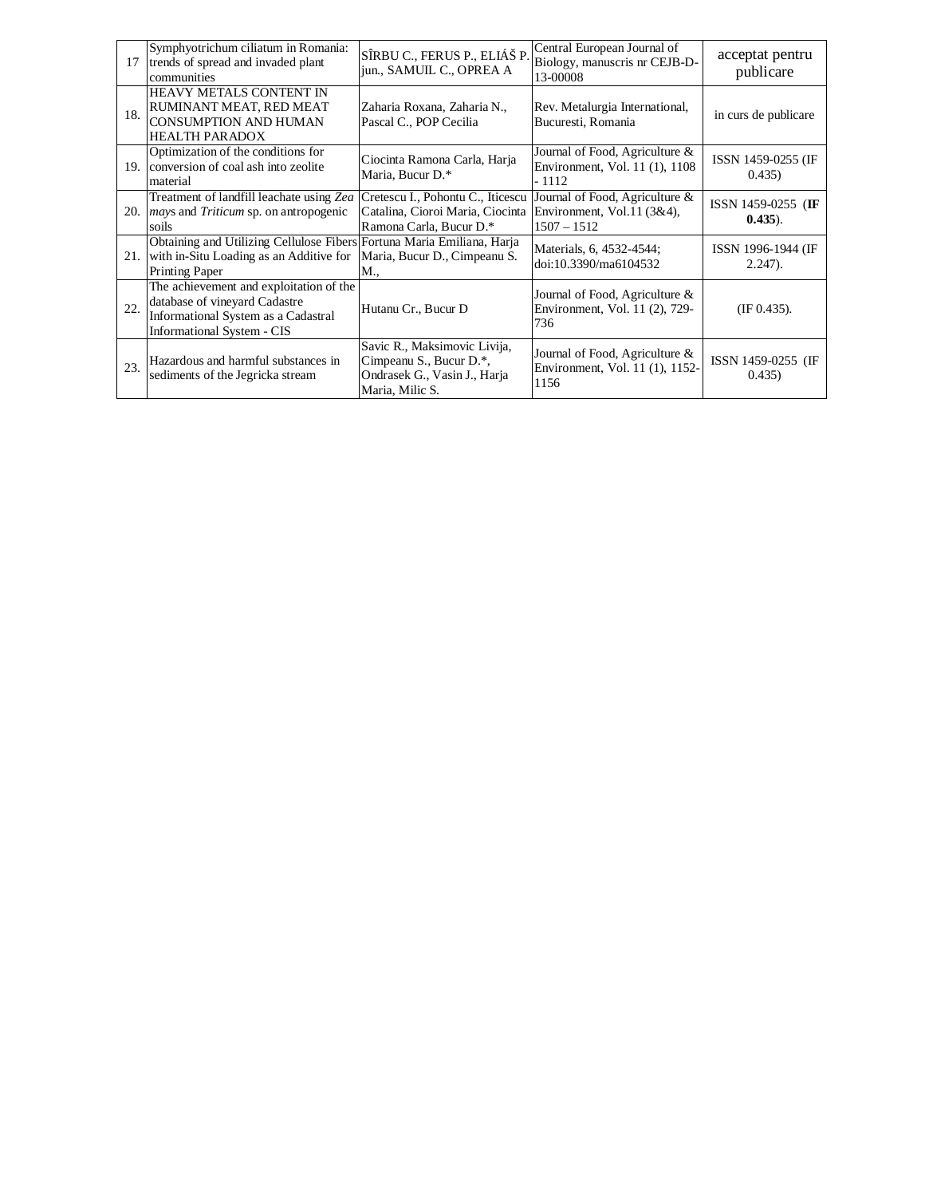| 17 | Symphyotrichum ciliatum in Romania: trends of spread and invaded plant communities | SÎRBU C., FERUS P., ELIÁŠ P. jun., SAMUIL C., OPREA A | Central European Journal of Biology, manuscris nr CEJB-D-13-00008 | acceptat pentru publicare |
|---|---|---|---|---|
| 18. | HEAVY METALS CONTENT IN RUMINANT MEAT, RED MEAT CONSUMPTION AND HUMAN HEALTH PARADOX | Zaharia Roxana, Zaharia N., Pascal C., POP Cecilia | Rev. Metalurgia International, Bucuresti, Romania | in curs de publicare |
| 19. | Optimization of the conditions for conversion of coal ash into zeolite material | Ciocinta Ramona Carla, Harja Maria, Bucur D.* | Journal of Food, Agriculture & Environment, Vol. 11 (1), 1108 - 1112 | ISSN 1459-0255 (IF 0.435) |
| 20. | Treatment of landfill leachate using *Zea mays* and *Triticum* sp. on antropogenic soils | Cretescu I., Pohontu C., Iticescu Catalina, Cioroi Maria, Ciocinta Ramona Carla, Bucur D.* | Journal of Food, Agriculture & Environment, Vol.11 (3&4), 1507 – 1512 | ISSN 1459-0255 (**IF 0.435**). |
| 21. | Obtaining and Utilizing Cellulose Fibers with in-Situ Loading as an Additive for Printing Paper | Fortuna Maria Emiliana, Harja Maria, Bucur D., Cimpeanu S. M., | Materials, 6, 4532-4544; doi:10.3390/ma6104532 | ISSN 1996-1944 (IF 2.247). |
| 22. | The achievement and exploitation of the database of vineyard Cadastre Informational System as a Cadastral Informational System - CIS | Hutanu Cr., Bucur D | Journal of Food, Agriculture & Environment, Vol. 11 (2), 729-736 | (IF 0.435). |
| 23. | Hazardous and harmful substances in sediments of the Jegricka stream | Savic R., Maksimovic Livija, Cimpeanu S., Bucur D.*, Ondrasek G., Vasin J., Harja Maria, Milic S. | Journal of Food, Agriculture & Environment, Vol. 11 (1), 1152-1156 | ISSN 1459-0255 (IF 0.435) |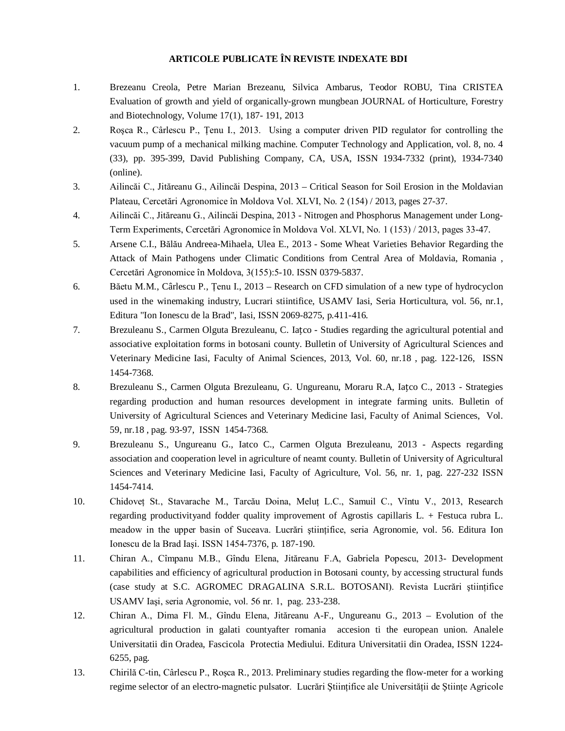## ARTICOLE PUBLICATE ÎN REVISTE INDEXATE BDI

1. Brezeanu Creola, Petre Marian Brezeanu, Silvica Ambarus, Teodor ROBU, Tina CRISTEA Evaluation of growth and yield of organically-grown mungbean JOURNAL of Horticulture, Forestry and Biotechnology, Volume 17(1), 187- 191, 2013
2. Roşca R., Cârlescu P., Țenu I., 2013. Using a computer driven PID regulator for controlling the vacuum pump of a mechanical milking machine. Computer Technology and Application, vol. 8, no. 4 (33), pp. 395-399, David Publishing Company, CA, USA, ISSN 1934-7332 (print), 1934-7340 (online).
3. Ailincăi C., Jităreanu G., Ailincăi Despina, 2013 – Critical Season for Soil Erosion in the Moldavian Plateau, Cercetări Agronomice în Moldova Vol. XLVI, No. 2 (154) / 2013, pages 27-37.
4. Ailincăi C., Jităreanu G., Ailincăi Despina, 2013 - Nitrogen and Phosphorus Management under Long-Term Experiments, Cercetări Agronomice în Moldova Vol. XLVI, No. 1 (153) / 2013, pages 33-47.
5. Arsene C.I., Bălău Andreea-Mihaela, Ulea E., 2013 - Some Wheat Varieties Behavior Regarding the Attack of Main Pathogens under Climatic Conditions from Central Area of Moldavia, Romania , Cercetări Agronomice în Moldova, 3(155):5-10. ISSN 0379-5837.
6. Băetu M.M., Cârlescu P., Țenu I., 2013 – Research on CFD simulation of a new type of hydrocyclon used in the winemaking industry, Lucrari stiintifice, USAMV Iasi, Seria Horticultura, vol. 56, nr.1, Editura "Ion Ionescu de la Brad", Iasi, ISSN 2069-8275, p.411-416.
7. Brezuleanu S., Carmen Olguta Brezuleanu, C. Iațco - Studies regarding the agricultural potential and associative exploitation forms in botosani county. Bulletin of University of Agricultural Sciences and Veterinary Medicine Iasi, Faculty of Animal Sciences, 2013, Vol. 60, nr.18 , pag. 122-126, ISSN 1454-7368.
8. Brezuleanu S., Carmen Olguta Brezuleanu, G. Ungureanu, Moraru R.A, Iațco C., 2013 - Strategies regarding production and human resources development in integrate farming units. Bulletin of University of Agricultural Sciences and Veterinary Medicine Iasi, Faculty of Animal Sciences, Vol. 59, nr.18 , pag. 93-97, ISSN 1454-7368.
9. Brezuleanu S., Ungureanu G., Iatco C., Carmen Olguta Brezuleanu, 2013 - Aspects regarding association and cooperation level in agriculture of neamt county. Bulletin of University of Agricultural Sciences and Veterinary Medicine Iasi, Faculty of Agriculture, Vol. 56, nr. 1, pag. 227-232 ISSN 1454-7414.
10. Chidoveț St., Stavarache M., Tarcău Doina, Meluț L.C., Samuil C., Vîntu V., 2013, Research regarding productivityand fodder quality improvement of Agrostis capillaris L. + Festuca rubra L. meadow in the upper basin of Suceava. Lucrări științifice, seria Agronomie, vol. 56. Editura Ion Ionescu de la Brad Iaşi. ISSN 1454-7376, p. 187-190.
11. Chiran A., Cîmpanu M.B., Gîndu Elena, Jităreanu F.A, Gabriela Popescu, 2013- Development capabilities and efficiency of agricultural production in Botosani county, by accessing structural funds (case study at S.C. AGROMEC DRAGALINA S.R.L. BOTOSANI). Revista Lucrări științifice USAMV Iaşi, seria Agronomie, vol. 56 nr. 1, pag. 233-238.
12. Chiran A., Dima Fl. M., Gîndu Elena, Jităreanu A-F., Ungureanu G., 2013 – Evolution of the agricultural production in galati countyafter romania accesion ti the european union. Analele Universitatii din Oradea, Fascicola Protectia Mediului. Editura Universitatii din Oradea, ISSN 1224-6255, pag.
13. Chirilă C-tin, Cârlescu P., Roşca R., 2013. Preliminary studies regarding the flow-meter for a working regime selector of an electro-magnetic pulsator. Lucrări Științifice ale Universității de Științe Agricole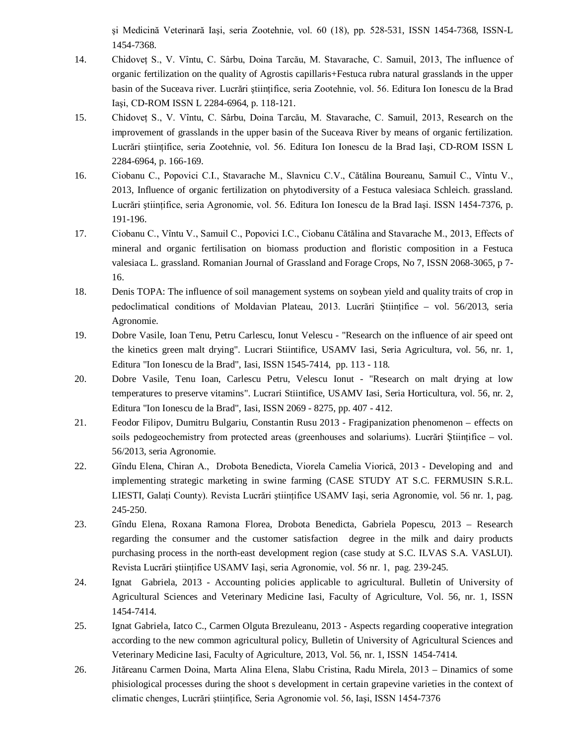şi Medicină Veterinară Iaşi, seria Zootehnie, vol. 60 (18), pp. 528-531, ISSN 1454-7368, ISSN-L 1454-7368.

14. Chidoveț S., V. Vîntu, C. Sârbu, Doina Tarcău, M. Stavarache, C. Samuil, 2013, The influence of organic fertilization on the quality of Agrostis capillaris+Festuca rubra natural grasslands in the upper basin of the Suceava river. Lucrări științifice, seria Zootehnie, vol. 56. Editura Ion Ionescu de la Brad Iaşi, CD-ROM ISSN L 2284-6964, p. 118-121.

15. Chidoveț S., V. Vîntu, C. Sârbu, Doina Tarcău, M. Stavarache, C. Samuil, 2013, Research on the improvement of grasslands in the upper basin of the Suceava River by means of organic fertilization. Lucrări științifice, seria Zootehnie, vol. 56. Editura Ion Ionescu de la Brad Iaşi, CD-ROM ISSN L 2284-6964, p. 166-169.

16. Ciobanu C., Popovici C.I., Stavarache M., Slavnicu C.V., Cătălina Boureanu, Samuil C., Vîntu V., 2013, Influence of organic fertilization on phytodiversity of a Festuca valesiaca Schleich. grassland. Lucrări științifice, seria Agronomie, vol. 56. Editura Ion Ionescu de la Brad Iaşi. ISSN 1454-7376, p. 191-196.

17. Ciobanu C., Vîntu V., Samuil C., Popovici I.C., Ciobanu Cătălina and Stavarache M., 2013, Effects of mineral and organic fertilisation on biomass production and floristic composition in a Festuca valesiaca L. grassland. Romanian Journal of Grassland and Forage Crops, No 7, ISSN 2068-3065, p 7-16.

18. Denis TOPA: The influence of soil management systems on soybean yield and quality traits of crop in pedoclimatical conditions of Moldavian Plateau, 2013. Lucrări Științifice – vol. 56/2013, seria Agronomie.

19. Dobre Vasile, Ioan Tenu, Petru Carlescu, Ionut Velescu - "Research on the influence of air speed ont the kinetics green malt drying". Lucrari Stiintifice, USAMV Iasi, Seria Agricultura, vol. 56, nr. 1, Editura "Ion Ionescu de la Brad", Iasi, ISSN 1545-7414, pp. 113 - 118.

20. Dobre Vasile, Tenu Ioan, Carlescu Petru, Velescu Ionut - "Research on malt drying at low temperatures to preserve vitamins". Lucrari Stiintifice, USAMV Iasi, Seria Horticultura, vol. 56, nr. 2, Editura "Ion Ionescu de la Brad", Iasi, ISSN 2069 - 8275, pp. 407 - 412.

21. Feodor Filipov, Dumitru Bulgariu, Constantin Rusu 2013 - Fragipanization phenomenon – effects on soils pedogeochemistry from protected areas (greenhouses and solariums). Lucrări Științifice – vol. 56/2013, seria Agronomie.

22. Gîndu Elena, Chiran A., Drobota Benedicta, Viorela Camelia Viorică, 2013 - Developing and and implementing strategic marketing in swine farming (CASE STUDY AT S.C. FERMUSIN S.R.L. LIESTI, Galați County). Revista Lucrări ştiințifice USAMV Iaşi, seria Agronomie, vol. 56 nr. 1, pag. 245-250.

23. Gîndu Elena, Roxana Ramona Florea, Drobota Benedicta, Gabriela Popescu, 2013 – Research regarding the consumer and the customer satisfaction degree in the milk and dairy products purchasing process in the north-east development region (case study at S.C. ILVAS S.A. VASLUI). Revista Lucrări ştiințifice USAMV Iaşi, seria Agronomie, vol. 56 nr. 1, pag. 239-245.

24. Ignat Gabriela, 2013 - Accounting policies applicable to agricultural. Bulletin of University of Agricultural Sciences and Veterinary Medicine Iasi, Faculty of Agriculture, Vol. 56, nr. 1, ISSN 1454-7414.

25. Ignat Gabriela, Iatco C., Carmen Olguta Brezuleanu, 2013 - Aspects regarding cooperative integration according to the new common agricultural policy, Bulletin of University of Agricultural Sciences and Veterinary Medicine Iasi, Faculty of Agriculture, 2013, Vol. 56, nr. 1, ISSN 1454-7414.

26. Jităreanu Carmen Doina, Marta Alina Elena, Slabu Cristina, Radu Mirela, 2013 – Dinamics of some phisiological processes during the shoot s development in certain grapevine varieties in the context of climatic chenges, Lucrări ştiințifice, Seria Agronomie vol. 56, Iaşi, ISSN 1454-7376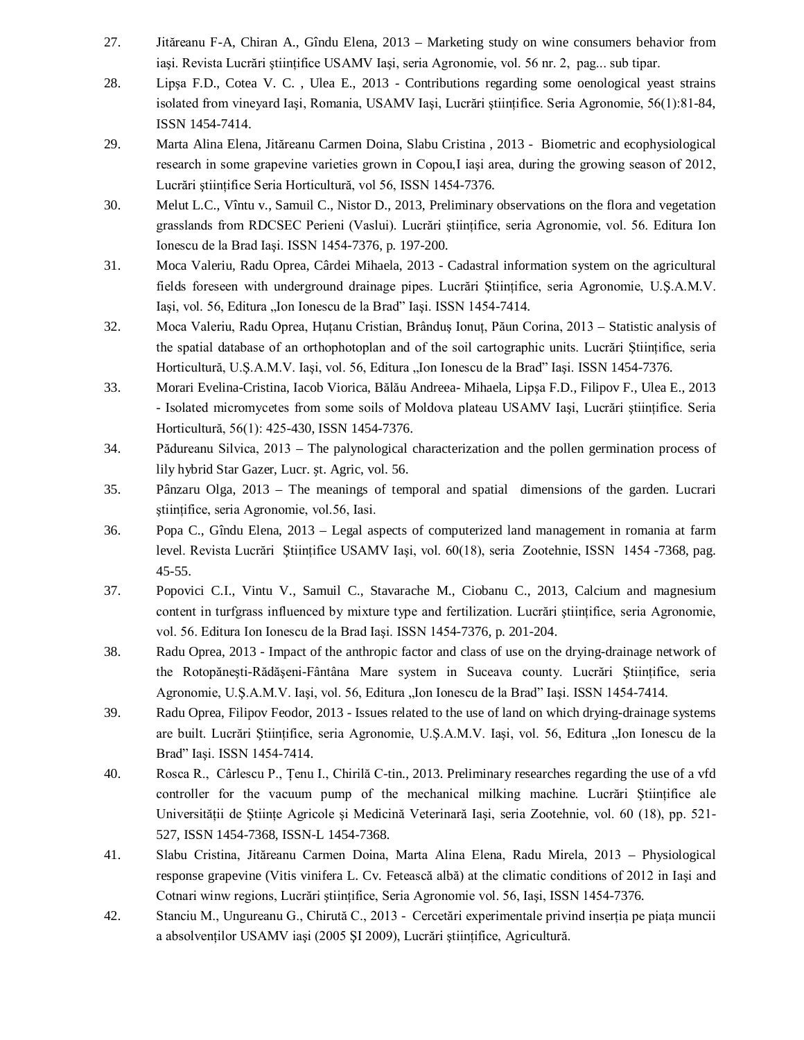27. Jităreanu F-A, Chiran A., Gîndu Elena, 2013 – Marketing study on wine consumers behavior from iaşi. Revista Lucrări ştiinţifice USAMV Iaşi, seria Agronomie, vol. 56 nr. 2, pag... sub tipar.
28. Lipşa F.D., Cotea V. C. , Ulea E., 2013 - Contributions regarding some oenological yeast strains isolated from vineyard Iaşi, Romania, USAMV Iaşi, Lucrări ştiinţifice. Seria Agronomie, 56(1):81-84, ISSN 1454-7414.
29. Marta Alina Elena, Jităreanu Carmen Doina, Slabu Cristina , 2013 - Biometric and ecophysiological research in some grapevine varieties grown in Copou,I iaşi area, during the growing season of 2012, Lucrări ştiinţifice Seria Horticultură, vol 56, ISSN 1454-7376.
30. Melut L.C., Vîntu v., Samuil C., Nistor D., 2013, Preliminary observations on the flora and vegetation grasslands from RDCSEC Perieni (Vaslui). Lucrări ştiinţifice, seria Agronomie, vol. 56. Editura Ion Ionescu de la Brad Iaşi. ISSN 1454-7376, p. 197-200.
31. Moca Valeriu, Radu Oprea, Cârdei Mihaela, 2013 - Cadastral information system on the agricultural fields foreseen with underground drainage pipes. Lucrări Ştiinţifice, seria Agronomie, U.Ş.A.M.V. Iaşi, vol. 56, Editura „Ion Ionescu de la Brad" Iaşi. ISSN 1454-7414.
32. Moca Valeriu, Radu Oprea, Huţanu Cristian, Brânduş Ionuţ, Păun Corina, 2013 – Statistic analysis of the spatial database of an orthophotoplan and of the soil cartographic units. Lucrări Ştiinţifice, seria Horticultură, U.Ş.A.M.V. Iaşi, vol. 56, Editura „Ion Ionescu de la Brad" Iaşi. ISSN 1454-7376.
33. Morari Evelina-Cristina, Iacob Viorica, Bălău Andreea- Mihaela, Lipşa F.D., Filipov F., Ulea E., 2013 - Isolated micromycetes from some soils of Moldova plateau USAMV Iaşi, Lucrări ştiinţifice. Seria Horticultură, 56(1): 425-430, ISSN 1454-7376.
34. Pădureanu Silvica, 2013 – The palynological characterization and the pollen germination process of lily hybrid Star Gazer, Lucr. şt. Agric, vol. 56.
35. Pânzaru Olga, 2013 – The meanings of temporal and spatial dimensions of the garden. Lucrari ştiinţifice, seria Agronomie, vol.56, Iasi.
36. Popa C., Gîndu Elena, 2013 – Legal aspects of computerized land management in romania at farm level. Revista Lucrări Ştiinţifice USAMV Iaşi, vol. 60(18), seria Zootehnie, ISSN 1454 -7368, pag. 45-55.
37. Popovici C.I., Vintu V., Samuil C., Stavarache M., Ciobanu C., 2013, Calcium and magnesium content in turfgrass influenced by mixture type and fertilization. Lucrări ştiinţifice, seria Agronomie, vol. 56. Editura Ion Ionescu de la Brad Iaşi. ISSN 1454-7376, p. 201-204.
38. Radu Oprea, 2013 - Impact of the anthropic factor and class of use on the drying-drainage network of the Rotopăneşti-Rădăşeni-Fântâna Mare system in Suceava county. Lucrări Ştiinţifice, seria Agronomie, U.Ş.A.M.V. Iaşi, vol. 56, Editura „Ion Ionescu de la Brad" Iaşi. ISSN 1454-7414.
39. Radu Oprea, Filipov Feodor, 2013 - Issues related to the use of land on which drying-drainage systems are built. Lucrări Ştiinţifice, seria Agronomie, U.Ş.A.M.V. Iaşi, vol. 56, Editura „Ion Ionescu de la Brad" Iaşi. ISSN 1454-7414.
40. Rosca R., Cârlescu P., Ţenu I., Chirilă C-tin., 2013. Preliminary researches regarding the use of a vfd controller for the vacuum pump of the mechanical milking machine. Lucrări Ştiinţifice ale Universităţii de Ştiinţe Agricole şi Medicină Veterinară Iaşi, seria Zootehnie, vol. 60 (18), pp. 521-527, ISSN 1454-7368, ISSN-L 1454-7368.
41. Slabu Cristina, Jităreanu Carmen Doina, Marta Alina Elena, Radu Mirela, 2013 – Physiological response grapevine (Vitis vinifera L. Cv. Fetească albă) at the climatic conditions of 2012 in Iaşi and Cotnari winw regions, Lucrări ştiinţifice, Seria Agronomie vol. 56, Iaşi, ISSN 1454-7376.
42. Stanciu M., Ungureanu G., Chirută C., 2013 - Cercetări experimentale privind inserţia pe piaţa muncii a absolvenţilor USAMV iaşi (2005 ŞI 2009), Lucrări ştiinţifice, Agricultură.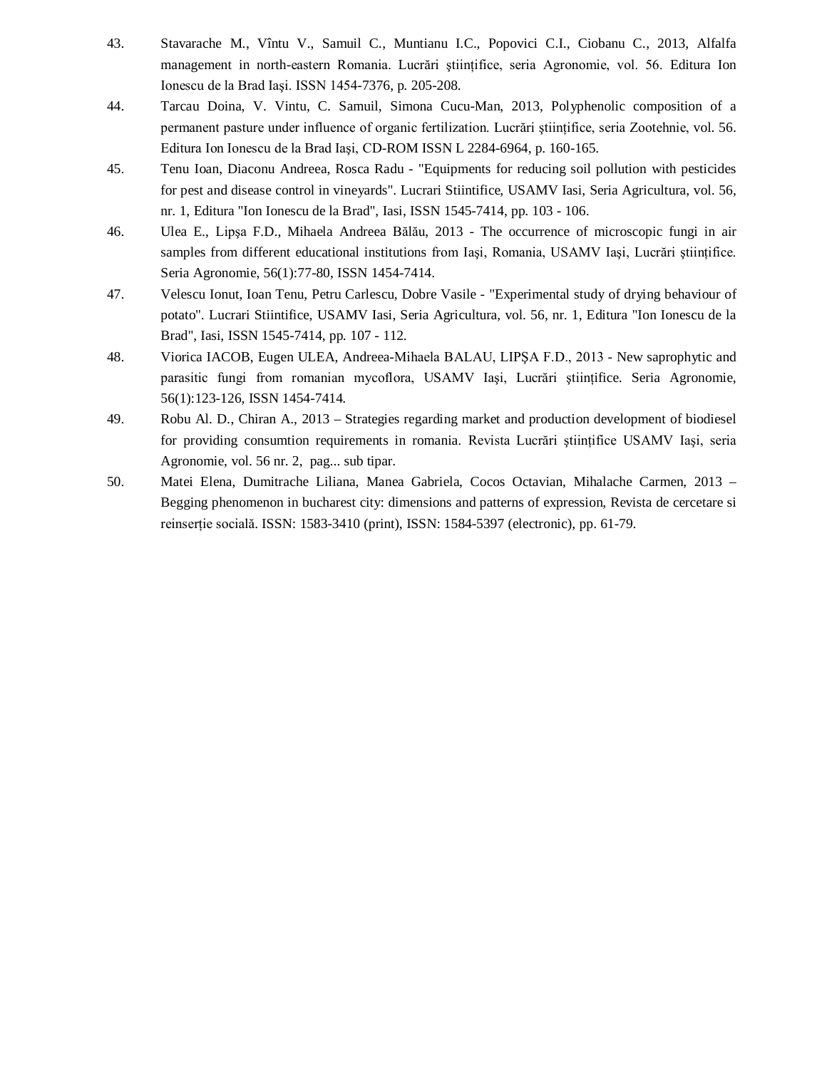43. Stavarache M., Vîntu V., Samuil C., Muntianu I.C., Popovici C.I., Ciobanu C., 2013, Alfalfa management in north-eastern Romania. Lucrări științifice, seria Agronomie, vol. 56. Editura Ion Ionescu de la Brad Iaşi. ISSN 1454-7376, p. 205-208.
44. Tarcau Doina, V. Vintu, C. Samuil, Simona Cucu-Man, 2013, Polyphenolic composition of a permanent pasture under influence of organic fertilization. Lucrări științifice, seria Zootehnie, vol. 56. Editura Ion Ionescu de la Brad Iaşi, CD-ROM ISSN L 2284-6964, p. 160-165.
45. Tenu Ioan, Diaconu Andreea, Rosca Radu - "Equipments for reducing soil pollution with pesticides for pest and disease control in vineyards". Lucrari Stiintifice, USAMV Iasi, Seria Agricultura, vol. 56, nr. 1, Editura "Ion Ionescu de la Brad", Iasi, ISSN 1545-7414, pp. 103 - 106.
46. Ulea E., Lipşa F.D., Mihaela Andreea Bălău, 2013 - The occurrence of microscopic fungi in air samples from different educational institutions from Iaşi, Romania, USAMV Iaşi, Lucrări științifice. Seria Agronomie, 56(1):77-80, ISSN 1454-7414.
47. Velescu Ionut, Ioan Tenu, Petru Carlescu, Dobre Vasile - "Experimental study of drying behaviour of potato". Lucrari Stiintifice, USAMV Iasi, Seria Agricultura, vol. 56, nr. 1, Editura "Ion Ionescu de la Brad", Iasi, ISSN 1545-7414, pp. 107 - 112.
48. Viorica IACOB, Eugen ULEA, Andreea-Mihaela BALAU, LIPŞA F.D., 2013 - New saprophytic and parasitic fungi from romanian mycoflora, USAMV Iaşi, Lucrări științifice. Seria Agronomie, 56(1):123-126, ISSN 1454-7414.
49. Robu Al. D., Chiran A., 2013 – Strategies regarding market and production development of biodiesel for providing consumtion requirements in romania. Revista Lucrări științifice USAMV Iaşi, seria Agronomie, vol. 56 nr. 2, pag... sub tipar.
50. Matei Elena, Dumitrache Liliana, Manea Gabriela, Cocos Octavian, Mihalache Carmen, 2013 – Begging phenomenon in bucharest city: dimensions and patterns of expression, Revista de cercetare si reinserție socială. ISSN: 1583-3410 (print), ISSN: 1584-5397 (electronic), pp. 61-79.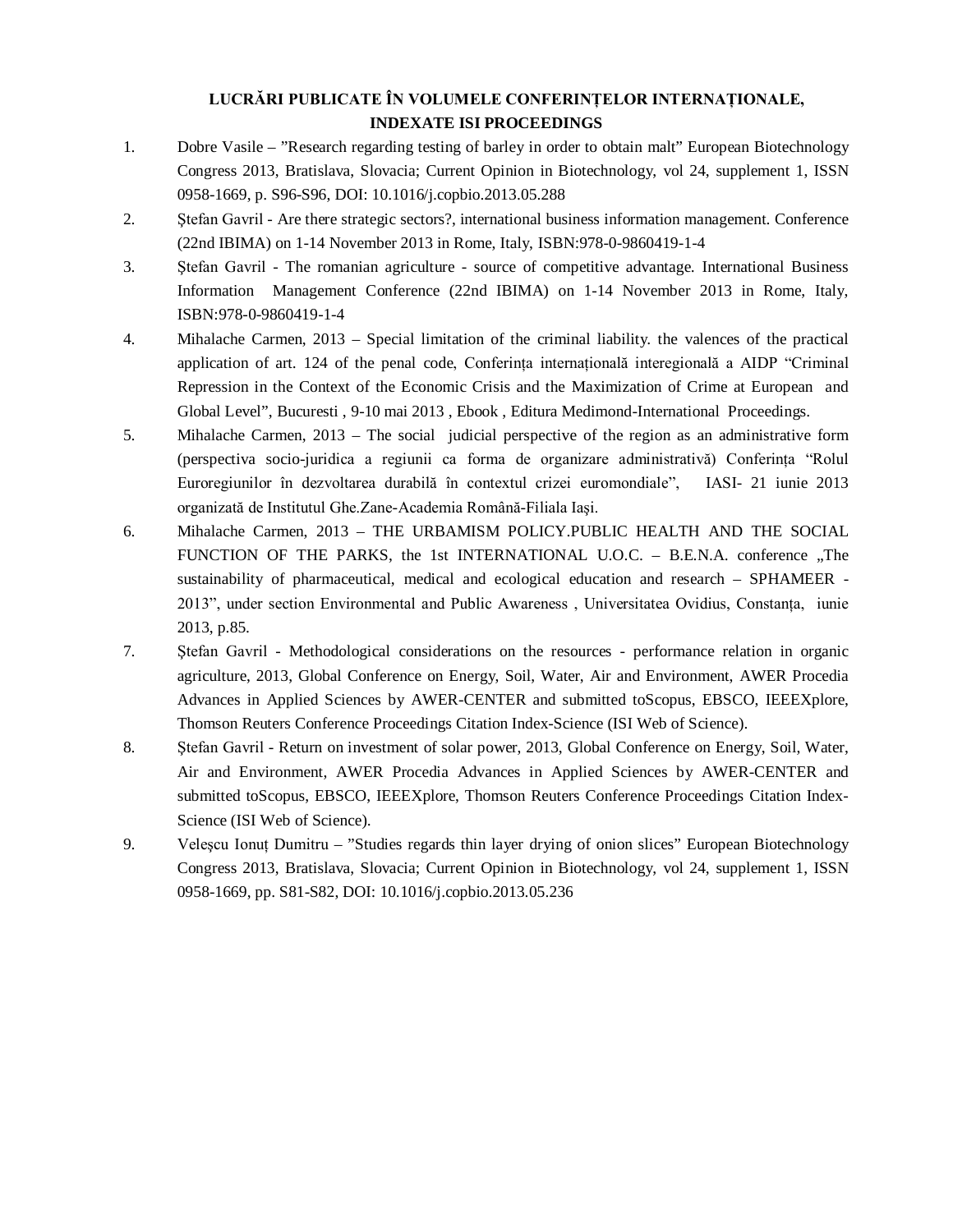## LUCRĂRI PUBLICATE ÎN VOLUMELE CONFERINȚELOR INTERNAȚIONALE, INDEXATE ISI PROCEEDINGS

1. Dobre Vasile – ”Research regarding testing of barley in order to obtain malt” European Biotechnology Congress 2013, Bratislava, Slovacia; Current Opinion in Biotechnology, vol 24, supplement 1, ISSN 0958-1669, p. S96-S96, DOI: 10.1016/j.copbio.2013.05.288
2. Ștefan Gavril - Are there strategic sectors?, international business information management. Conference (22nd IBIMA) on 1-14 November 2013 in Rome, Italy, ISBN:978-0-9860419-1-4
3. Ștefan Gavril - The romanian agriculture - source of competitive advantage. International Business Information Management Conference (22nd IBIMA) on 1-14 November 2013 in Rome, Italy, ISBN:978-0-9860419-1-4
4. Mihalache Carmen, 2013 – Special limitation of the criminal liability. the valences of the practical application of art. 124 of the penal code, Conferința internațională interegională a AIDP “Criminal Repression in the Context of the Economic Crisis and the Maximization of Crime at European and Global Level”, Bucuresti , 9-10 mai 2013 , Ebook , Editura Medimond-International Proceedings.
5. Mihalache Carmen, 2013 – The social judicial perspective of the region as an administrative form (perspectiva socio-juridica a regiunii ca forma de organizare administrativă) Conferința “Rolul Euroregiunilor în dezvoltarea durabilă în contextul crizei euromondiale”, IASI- 21 iunie 2013 organizată de Institutul Ghe.Zane-Academia Română-Filiala Iași.
6. Mihalache Carmen, 2013 – THE URBAMISM POLICY.PUBLIC HEALTH AND THE SOCIAL FUNCTION OF THE PARKS, the 1st INTERNATIONAL U.O.C. – B.E.N.A. conference „The sustainability of pharmaceutical, medical and ecological education and research – SPHAMEER - 2013”, under section Environmental and Public Awareness , Universitatea Ovidius, Constanța, iunie 2013, p.85.
7. Ștefan Gavril - Methodological considerations on the resources - performance relation in organic agriculture, 2013, Global Conference on Energy, Soil, Water, Air and Environment, AWER Procedia Advances in Applied Sciences by AWER-CENTER and submitted toScopus, EBSCO, IEEEXplore, Thomson Reuters Conference Proceedings Citation Index-Science (ISI Web of Science).
8. Ștefan Gavril - Return on investment of solar power, 2013, Global Conference on Energy, Soil, Water, Air and Environment, AWER Procedia Advances in Applied Sciences by AWER-CENTER and submitted toScopus, EBSCO, IEEEXplore, Thomson Reuters Conference Proceedings Citation Index-Science (ISI Web of Science).
9. Veleșcu Ionuț Dumitru – ”Studies regards thin layer drying of onion slices” European Biotechnology Congress 2013, Bratislava, Slovacia; Current Opinion in Biotechnology, vol 24, supplement 1, ISSN 0958-1669, pp. S81-S82, DOI: 10.1016/j.copbio.2013.05.236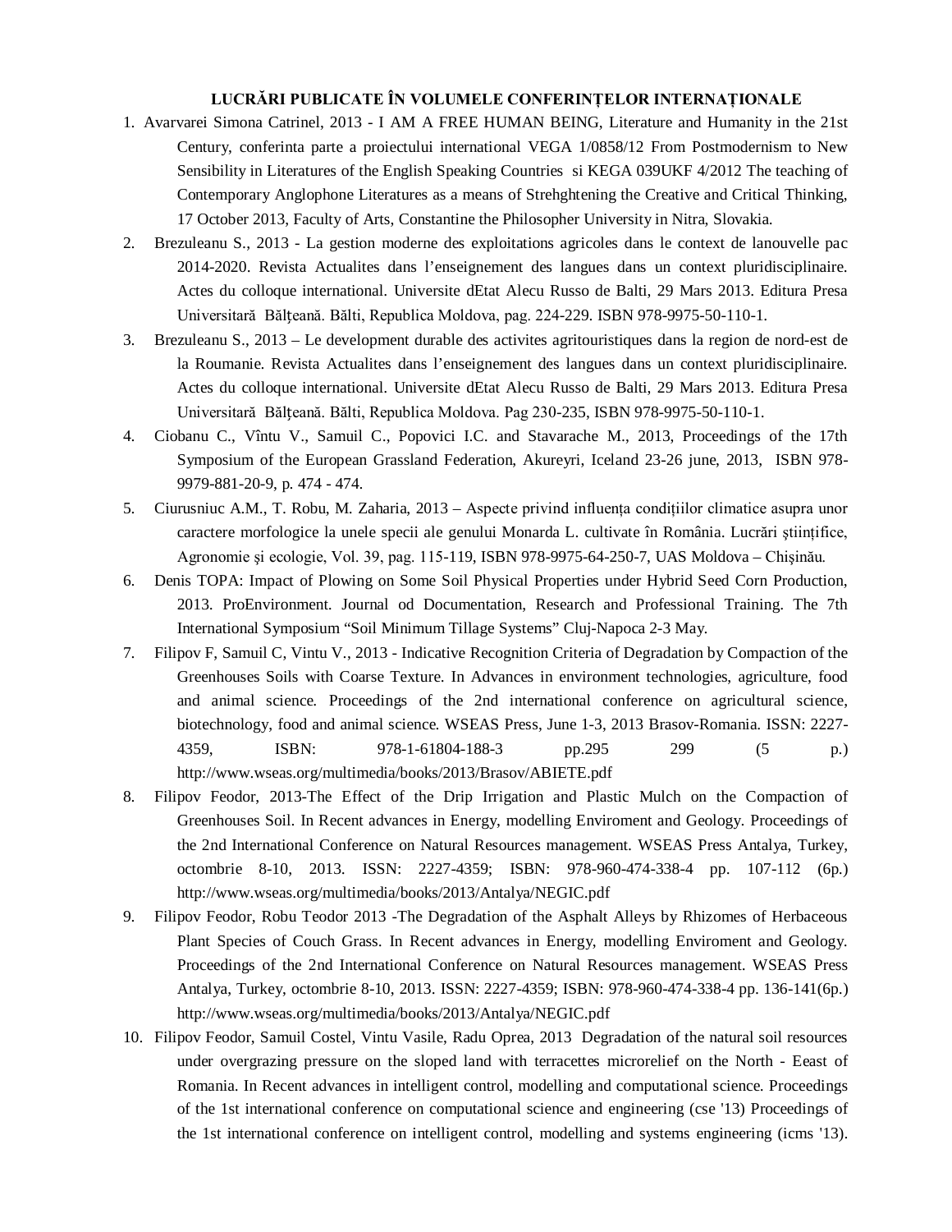**LUCRĂRI PUBLICATE ÎN VOLUMELE CONFERINȚELOR INTERNAȚIONALE**

1. Avarvarei Simona Catrinel, 2013 - I AM A FREE HUMAN BEING, Literature and Humanity in the 21st Century, conferinta parte a proiectului international VEGA 1/0858/12 From Postmodernism to New Sensibility in Literatures of the English Speaking Countries si KEGA 039UKF 4/2012 The teaching of Contemporary Anglophone Literatures as a means of Strehghtening the Creative and Critical Thinking, 17 October 2013, Faculty of Arts, Constantine the Philosopher University in Nitra, Slovakia.
2. Brezuleanu S., 2013 - La gestion moderne des exploitations agricoles dans le context de lanouvelle pac 2014-2020. Revista Actualites dans l'enseignement des langues dans un context pluridisciplinaire. Actes du colloque international. Universite dEtat Alecu Russo de Balti, 29 Mars 2013. Editura Presa Universitară Bălțeană. Bălti, Republica Moldova, pag. 224-229. ISBN 978-9975-50-110-1.
3. Brezuleanu S., 2013 – Le development durable des activites agritouristiques dans la region de nord-est de la Roumanie. Revista Actualites dans l'enseignement des langues dans un context pluridisciplinaire. Actes du colloque international. Universite dEtat Alecu Russo de Balti, 29 Mars 2013. Editura Presa Universitară Bălțeană. Bălti, Republica Moldova. Pag 230-235, ISBN 978-9975-50-110-1.
4. Ciobanu C., Vîntu V., Samuil C., Popovici I.C. and Stavarache M., 2013, Proceedings of the 17th Symposium of the European Grassland Federation, Akureyri, Iceland 23-26 june, 2013, ISBN 978-9979-881-20-9, p. 474 - 474.
5. Ciurusniuc A.M., T. Robu, M. Zaharia, 2013 – Aspecte privind influența condițiilor climatice asupra unor caractere morfologice la unele specii ale genului Monarda L. cultivate în România. Lucrări științifice, Agronomie și ecologie, Vol. 39, pag. 115-119, ISBN 978-9975-64-250-7, UAS Moldova – Chişinău.
6. Denis TOPA: Impact of Plowing on Some Soil Physical Properties under Hybrid Seed Corn Production, 2013. ProEnvironment. Journal od Documentation, Research and Professional Training. The 7th International Symposium "Soil Minimum Tillage Systems" Cluj-Napoca 2-3 May.
7. Filipov F, Samuil C, Vintu V., 2013 - Indicative Recognition Criteria of Degradation by Compaction of the Greenhouses Soils with Coarse Texture. In Advances in environment technologies, agriculture, food and animal science. Proceedings of the 2nd international conference on agricultural science, biotechnology, food and animal science. WSEAS Press, June 1-3, 2013 Brasov-Romania. ISSN: 2227-4359, ISBN: 978-1-61804-188-3 pp.295 299 (5 p.) http://www.wseas.org/multimedia/books/2013/Brasov/ABIETE.pdf
8. Filipov Feodor, 2013-The Effect of the Drip Irrigation and Plastic Mulch on the Compaction of Greenhouses Soil. In Recent advances in Energy, modelling Enviroment and Geology. Proceedings of the 2nd International Conference on Natural Resources management. WSEAS Press Antalya, Turkey, octombrie 8-10, 2013. ISSN: 2227-4359; ISBN: 978-960-474-338-4 pp. 107-112 (6p.) http://www.wseas.org/multimedia/books/2013/Antalya/NEGIC.pdf
9. Filipov Feodor, Robu Teodor 2013 -The Degradation of the Asphalt Alleys by Rhizomes of Herbaceous Plant Species of Couch Grass. In Recent advances in Energy, modelling Enviroment and Geology. Proceedings of the 2nd International Conference on Natural Resources management. WSEAS Press Antalya, Turkey, octombrie 8-10, 2013. ISSN: 2227-4359; ISBN: 978-960-474-338-4 pp. 136-141(6p.) http://www.wseas.org/multimedia/books/2013/Antalya/NEGIC.pdf
10. Filipov Feodor, Samuil Costel, Vintu Vasile, Radu Oprea, 2013 Degradation of the natural soil resources under overgrazing pressure on the sloped land with terracettes microrelief on the North - Eeast of Romania. In Recent advances in intelligent control, modelling and computational science. Proceedings of the 1st international conference on computational science and engineering (cse '13) Proceedings of the 1st international conference on intelligent control, modelling and systems engineering (icms '13).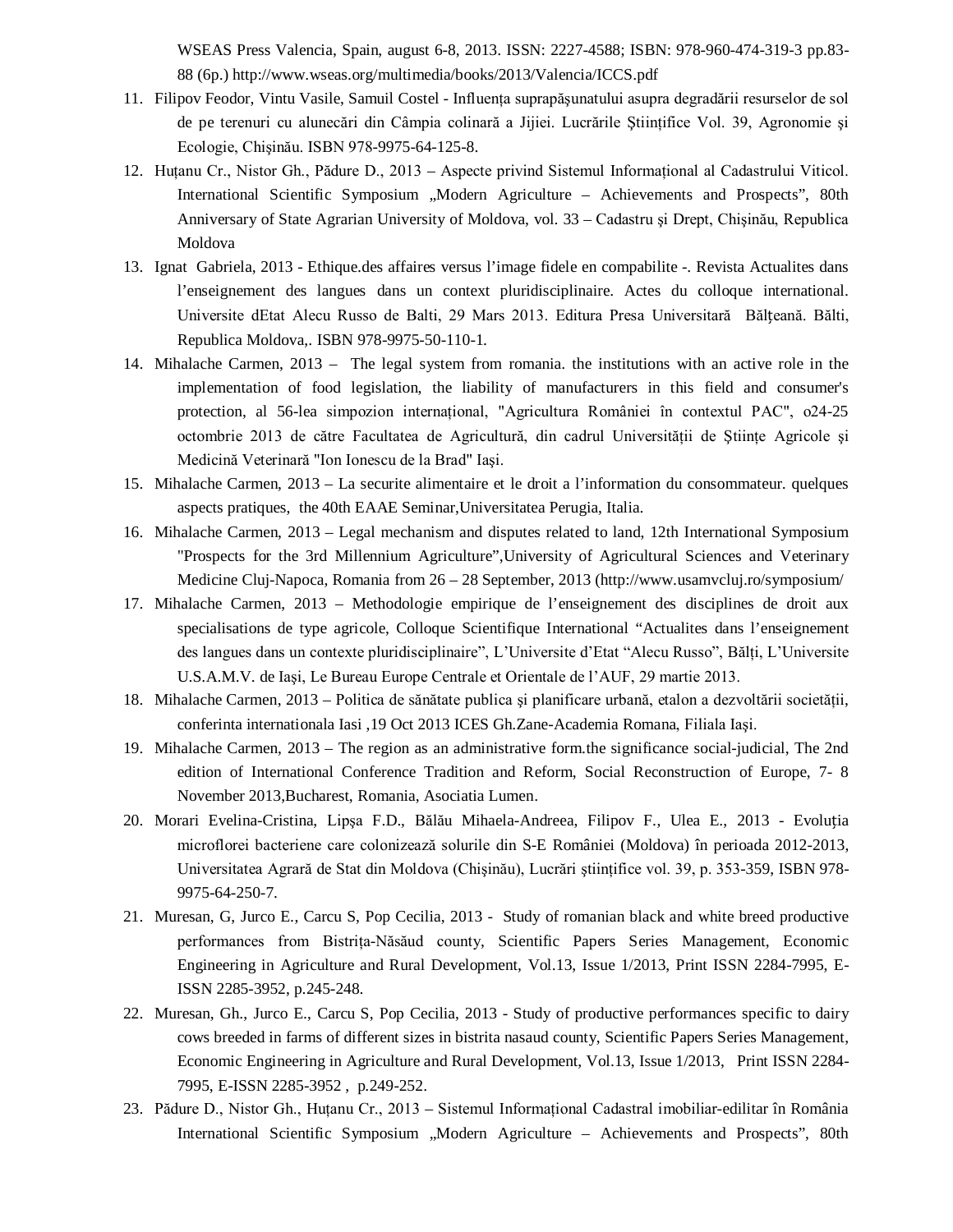WSEAS Press Valencia, Spain, august 6-8, 2013. ISSN: 2227-4588; ISBN: 978-960-474-319-3 pp.83-88 (6p.) http://www.wseas.org/multimedia/books/2013/Valencia/ICCS.pdf

11. Filipov Feodor, Vintu Vasile, Samuil Costel - Influența suprapășunatului asupra degradării resurselor de sol de pe terenuri cu alunecări din Câmpia colinară a Jijiei. Lucrările Științifice Vol. 39, Agronomie și Ecologie, Chișinău. ISBN 978-9975-64-125-8.
12. Huțanu Cr., Nistor Gh., Pădure D., 2013 – Aspecte privind Sistemul Informațional al Cadastrului Viticol. International Scientific Symposium „Modern Agriculture – Achievements and Prospects", 80th Anniversary of State Agrarian University of Moldova, vol. 33 – Cadastru și Drept, Chișinău, Republica Moldova
13. Ignat Gabriela, 2013 - Ethique.des affaires versus l'image fidele en compabilite -. Revista Actualites dans l'enseignement des langues dans un context pluridisciplinaire. Actes du colloque international. Universite dEtat Alecu Russo de Balti, 29 Mars 2013. Editura Presa Universitară Bălțeană. Bălti, Republica Moldova,. ISBN 978-9975-50-110-1.
14. Mihalache Carmen, 2013 – The legal system from romania. the institutions with an active role in the implementation of food legislation, the liability of manufacturers in this field and consumer's protection, al 56-lea simpozion internațional, "Agricultura României în contextul PAC", o24-25 octombrie 2013 de către Facultatea de Agricultură, din cadrul Universității de Științe Agricole și Medicină Veterinară "Ion Ionescu de la Brad" Iași.
15. Mihalache Carmen, 2013 – La securite alimentaire et le droit a l'information du consommateur. quelques aspects pratiques, the 40th EAAE Seminar,Universitatea Perugia, Italia.
16. Mihalache Carmen, 2013 – Legal mechanism and disputes related to land, 12th International Symposium "Prospects for the 3rd Millennium Agriculture",University of Agricultural Sciences and Veterinary Medicine Cluj-Napoca, Romania from 26 – 28 September, 2013 (http://www.usamvcluj.ro/symposium/
17. Mihalache Carmen, 2013 – Methodologie empirique de l'enseignement des disciplines de droit aux specialisations de type agricole, Colloque Scientifique International "Actualites dans l'enseignement des langues dans un contexte pluridisciplinaire", L'Universite d'Etat "Alecu Russo", Bălți, L'Universite U.S.A.M.V. de Iași, Le Bureau Europe Centrale et Orientale de l'AUF, 29 martie 2013.
18. Mihalache Carmen, 2013 – Politica de sănătate publica și planificare urbană, etalon a dezvoltării societății, conferinta internationala Iasi ,19 Oct 2013 ICES Gh.Zane-Academia Romana, Filiala Iași.
19. Mihalache Carmen, 2013 – The region as an administrative form.the significance social-judicial, The 2nd edition of International Conference Tradition and Reform, Social Reconstruction of Europe, 7- 8 November 2013,Bucharest, Romania, Asociatia Lumen.
20. Morari Evelina-Cristina, Lipşa F.D., Bălău Mihaela-Andreea, Filipov F., Ulea E., 2013 - Evoluția microflorei bacteriene care colonizează solurile din S-E României (Moldova) în perioada 2012-2013, Universitatea Agrară de Stat din Moldova (Chișinău), Lucrări științifice vol. 39, p. 353-359, ISBN 978-9975-64-250-7.
21. Muresan, G, Jurco E., Carcu S, Pop Cecilia, 2013 - Study of romanian black and white breed productive performances from Bistrița-Năsăud county, Scientific Papers Series Management, Economic Engineering in Agriculture and Rural Development, Vol.13, Issue 1/2013, Print ISSN 2284-7995, E-ISSN 2285-3952, p.245-248.
22. Muresan, Gh., Jurco E., Carcu S, Pop Cecilia, 2013 - Study of productive performances specific to dairy cows breeded in farms of different sizes in bistrita nasaud county, Scientific Papers Series Management, Economic Engineering in Agriculture and Rural Development, Vol.13, Issue 1/2013, Print ISSN 2284-7995, E-ISSN 2285-3952 , p.249-252.
23. Pădure D., Nistor Gh., Huțanu Cr., 2013 – Sistemul Informațional Cadastral imobiliar-edilitar în România International Scientific Symposium „Modern Agriculture – Achievements and Prospects", 80th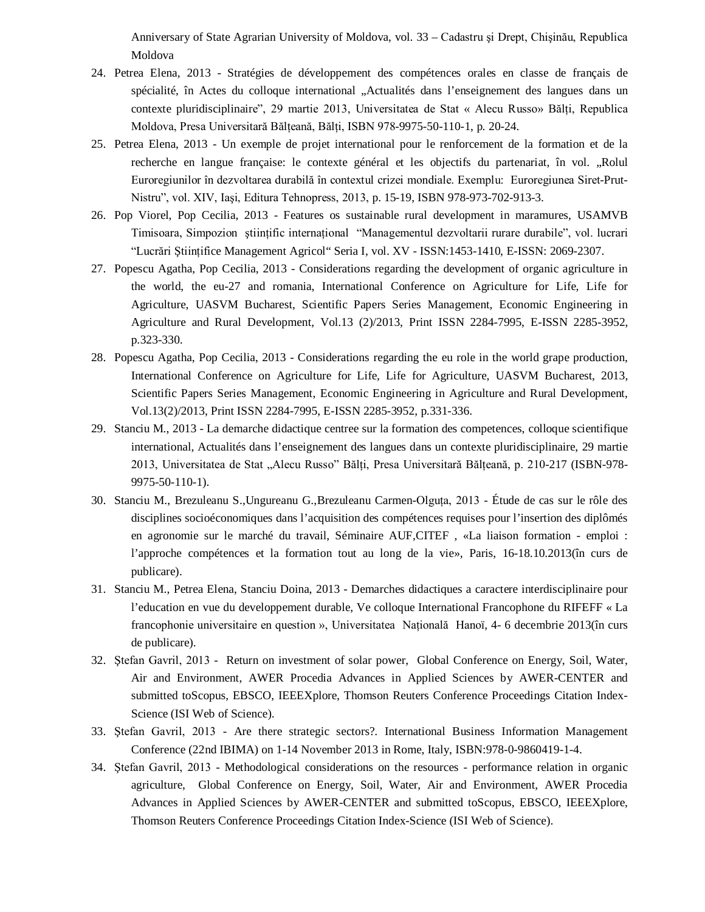Anniversary of State Agrarian University of Moldova, vol. 33 – Cadastru şi Drept, Chişinău, Republica Moldova

24. Petrea Elena, 2013 - Stratégies de développement des compétences orales en classe de français de spécialité, în Actes du colloque international „Actualités dans l'enseignement des langues dans un contexte pluridisciplinaire", 29 martie 2013, Universitatea de Stat « Alecu Russo» Bălți, Republica Moldova, Presa Universitară Bălțeană, Bălți, ISBN 978-9975-50-110-1, p. 20-24.
25. Petrea Elena, 2013 - Un exemple de projet international pour le renforcement de la formation et de la recherche en langue française: le contexte général et les objectifs du partenariat, în vol. „Rolul Euroregiunilor în dezvoltarea durabilă în contextul crizei mondiale. Exemplu: Euroregiunea Siret-Prut-Nistru", vol. XIV, Iaşi, Editura Tehnopress, 2013, p. 15-19, ISBN 978-973-702-913-3.
26. Pop Viorel, Pop Cecilia, 2013 - Features os sustainable rural development in maramures, USAMVB Timisoara, Simpozion științific internațional "Managementul dezvoltarii rurare durabile", vol. lucrari "Lucrări Științifice Management Agricol" Seria I, vol. XV - ISSN:1453-1410, E-ISSN: 2069-2307.
27. Popescu Agatha, Pop Cecilia, 2013 - Considerations regarding the development of organic agriculture in the world, the eu-27 and romania, International Conference on Agriculture for Life, Life for Agriculture, UASVM Bucharest, Scientific Papers Series Management, Economic Engineering in Agriculture and Rural Development, Vol.13 (2)/2013, Print ISSN 2284-7995, E-ISSN 2285-3952, p.323-330.
28. Popescu Agatha, Pop Cecilia, 2013 - Considerations regarding the eu role in the world grape production, International Conference on Agriculture for Life, Life for Agriculture, UASVM Bucharest, 2013, Scientific Papers Series Management, Economic Engineering in Agriculture and Rural Development, Vol.13(2)/2013, Print ISSN 2284-7995, E-ISSN 2285-3952, p.331-336.
29. Stanciu M., 2013 - La demarche didactique centree sur la formation des competences, colloque scientifique international, Actualités dans l'enseignement des langues dans un contexte pluridisciplinaire, 29 martie 2013, Universitatea de Stat „Alecu Russo" Bălți, Presa Universitară Bălțeană, p. 210-217 (ISBN-978-9975-50-110-1).
30. Stanciu M., Brezuleanu S.,Ungureanu G.,Brezuleanu Carmen-Olguța, 2013 - Étude de cas sur le rôle des disciplines socioéconomiques dans l'acquisition des compétences requises pour l'insertion des diplômés en agronomie sur le marché du travail, Séminaire AUF,CITEF , «La liaison formation - emploi : l'approche compétences et la formation tout au long de la vie», Paris, 16-18.10.2013(în curs de publicare).
31. Stanciu M., Petrea Elena, Stanciu Doina, 2013 - Demarches didactiques a caractere interdisciplinaire pour l'education en vue du developpement durable, Ve colloque International Francophone du RIFEFF « La francophonie universitaire en question », Universitatea Națională Hanoï, 4- 6 decembrie 2013(în curs de publicare).
32. Ştefan Gavril, 2013 - Return on investment of solar power, Global Conference on Energy, Soil, Water, Air and Environment, AWER Procedia Advances in Applied Sciences by AWER-CENTER and submitted toScopus, EBSCO, IEEEXplore, Thomson Reuters Conference Proceedings Citation Index-Science (ISI Web of Science).
33. Ştefan Gavril, 2013 - Are there strategic sectors?. International Business Information Management Conference (22nd IBIMA) on 1-14 November 2013 in Rome, Italy, ISBN:978-0-9860419-1-4.
34. Ştefan Gavril, 2013 - Methodological considerations on the resources - performance relation in organic agriculture, Global Conference on Energy, Soil, Water, Air and Environment, AWER Procedia Advances in Applied Sciences by AWER-CENTER and submitted toScopus, EBSCO, IEEEXplore, Thomson Reuters Conference Proceedings Citation Index-Science (ISI Web of Science).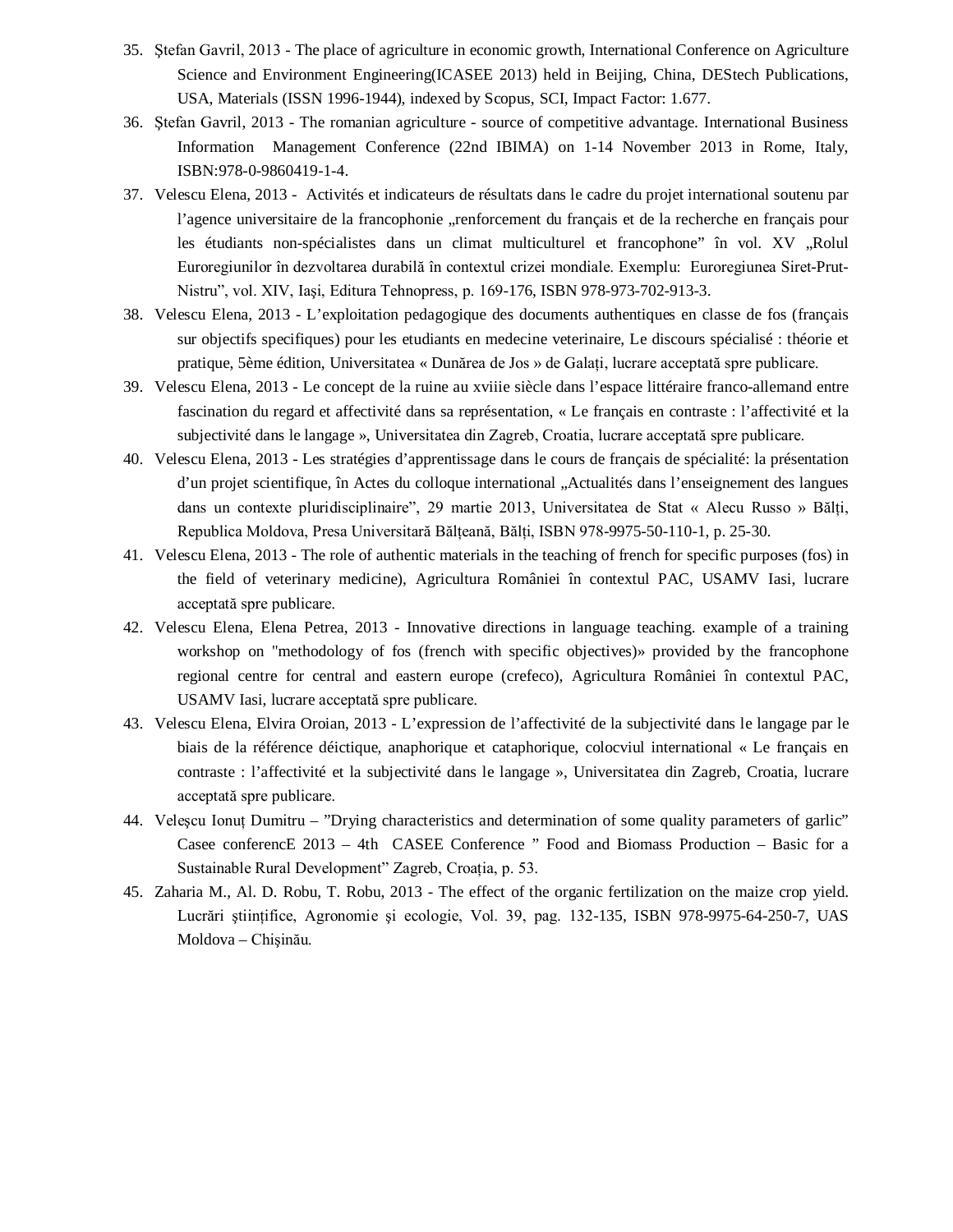35. Ştefan Gavril, 2013 - The place of agriculture in economic growth, International Conference on Agriculture Science and Environment Engineering(ICASEE 2013) held in Beijing, China, DEStech Publications, USA, Materials (ISSN 1996-1944), indexed by Scopus, SCI, Impact Factor: 1.677.
36. Ştefan Gavril, 2013 - The romanian agriculture - source of competitive advantage. International Business Information Management Conference (22nd IBIMA) on 1-14 November 2013 in Rome, Italy, ISBN:978-0-9860419-1-4.
37. Velescu Elena, 2013 - Activités et indicateurs de résultats dans le cadre du projet international soutenu par l'agence universitaire de la francophonie „renforcement du français et de la recherche en français pour les étudiants non-spécialistes dans un climat multiculturel et francophone" în vol. XV „Rolul Euroregiunilor în dezvoltarea durabilă în contextul crizei mondiale. Exemplu: Euroregiunea Siret-Prut-Nistru", vol. XIV, Iaşi, Editura Tehnopress, p. 169-176, ISBN 978-973-702-913-3.
38. Velescu Elena, 2013 - L'exploitation pedagogique des documents authentiques en classe de fos (français sur objectifs specifiques) pour les etudiants en medecine veterinaire, Le discours spécialisé : théorie et pratique, 5ème édition, Universitatea « Dunărea de Jos » de Galați, lucrare acceptată spre publicare.
39. Velescu Elena, 2013 - Le concept de la ruine au xviiie siècle dans l'espace littéraire franco-allemand entre fascination du regard et affectivité dans sa représentation, « Le français en contraste : l'affectivité et la subjectivité dans le langage », Universitatea din Zagreb, Croatia, lucrare acceptată spre publicare.
40. Velescu Elena, 2013 - Les stratégies d'apprentissage dans le cours de français de spécialité: la présentation d'un projet scientifique, în Actes du colloque international „Actualités dans l'enseignement des langues dans un contexte pluridisciplinaire", 29 martie 2013, Universitatea de Stat « Alecu Russo » Bălți, Republica Moldova, Presa Universitară Bălțeană, Bălți, ISBN 978-9975-50-110-1, p. 25-30.
41. Velescu Elena, 2013 - The role of authentic materials in the teaching of french for specific purposes (fos) in the field of veterinary medicine), Agricultura României în contextul PAC, USAMV Iasi, lucrare acceptată spre publicare.
42. Velescu Elena, Elena Petrea, 2013 - Innovative directions in language teaching. example of a training workshop on "methodology of fos (french with specific objectives)» provided by the francophone regional centre for central and eastern europe (crefeco), Agricultura României în contextul PAC, USAMV Iasi, lucrare acceptată spre publicare.
43. Velescu Elena, Elvira Oroian, 2013 - L'expression de l'affectivité de la subjectivité dans le langage par le biais de la référence déictique, anaphorique et cataphorique, colocviul international « Le français en contraste : l'affectivité et la subjectivité dans le langage », Universitatea din Zagreb, Croatia, lucrare acceptată spre publicare.
44. Veleşcu Ionuț Dumitru – "Drying characteristics and determination of some quality parameters of garlic" Casee conferencE 2013 – 4th CASEE Conference " Food and Biomass Production – Basic for a Sustainable Rural Development" Zagreb, Croația, p. 53.
45. Zaharia M., Al. D. Robu, T. Robu, 2013 - The effect of the organic fertilization on the maize crop yield. Lucrări științifice, Agronomie şi ecologie, Vol. 39, pag. 132-135, ISBN 978-9975-64-250-7, UAS Moldova – Chișinău.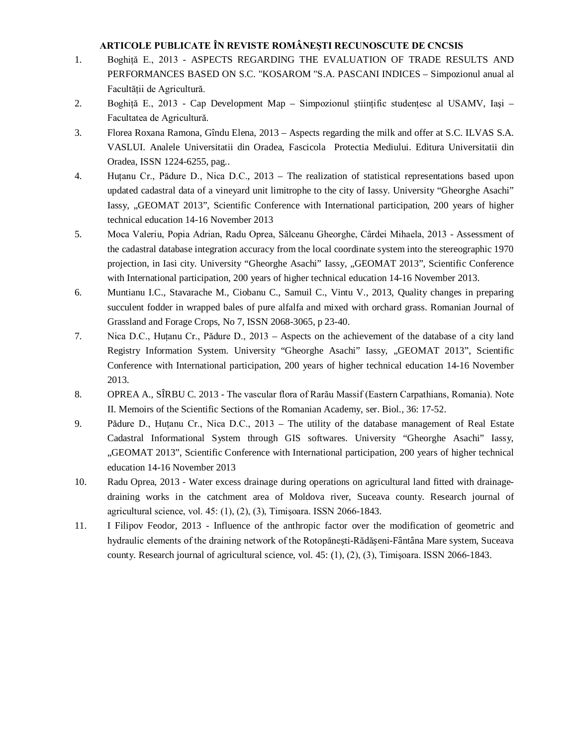**ARTICOLE PUBLICATE ÎN REVISTE ROMÂNEŞTI RECUNOSCUTE DE CNCSIS**

1. Boghiță E., 2013 - ASPECTS REGARDING THE EVALUATION OF TRADE RESULTS AND PERFORMANCES BASED ON S.C. "KOSAROM "S.A. PASCANI INDICES – Simpozionul anual al Facultății de Agricultură.
2. Boghiță E., 2013 - Cap Development Map – Simpozionul științific studențesc al USAMV, Iași – Facultatea de Agricultură.
3. Florea Roxana Ramona, Gîndu Elena, 2013 – Aspects regarding the milk and offer at S.C. ILVAS S.A. VASLUI. Analele Universitatii din Oradea, Fascicola Protectia Mediului. Editura Universitatii din Oradea, ISSN 1224-6255, pag..
4. Huțanu Cr., Pădure D., Nica D.C., 2013 – The realization of statistical representations based upon updated cadastral data of a vineyard unit limitrophe to the city of Iassy. University "Gheorghe Asachi" Iassy, „GEOMAT 2013", Scientific Conference with International participation, 200 years of higher technical education 14-16 November 2013
5. Moca Valeriu, Popia Adrian, Radu Oprea, Sălceanu Gheorghe, Cârdei Mihaela, 2013 - Assessment of the cadastral database integration accuracy from the local coordinate system into the stereographic 1970 projection, in Iasi city. University "Gheorghe Asachi" Iassy, „GEOMAT 2013", Scientific Conference with International participation, 200 years of higher technical education 14-16 November 2013.
6. Muntianu I.C., Stavarache M., Ciobanu C., Samuil C., Vintu V., 2013, Quality changes in preparing succulent fodder in wrapped bales of pure alfalfa and mixed with orchard grass. Romanian Journal of Grassland and Forage Crops, No 7, ISSN 2068-3065, p 23-40.
7. Nica D.C., Huțanu Cr., Pădure D., 2013 – Aspects on the achievement of the database of a city land Registry Information System. University "Gheorghe Asachi" Iassy, „GEOMAT 2013", Scientific Conference with International participation, 200 years of higher technical education 14-16 November 2013.
8. OPREA A., SÎRBU C. 2013 - The vascular flora of Rarău Massif (Eastern Carpathians, Romania). Note II. Memoirs of the Scientific Sections of the Romanian Academy, ser. Biol., 36: 17-52.
9. Pădure D., Huțanu Cr., Nica D.C., 2013 – The utility of the database management of Real Estate Cadastral Informational System through GIS softwares. University "Gheorghe Asachi" Iassy, „GEOMAT 2013", Scientific Conference with International participation, 200 years of higher technical education 14-16 November 2013
10. Radu Oprea, 2013 - Water excess drainage during operations on agricultural land fitted with drainage-draining works in the catchment area of Moldova river, Suceava county. Research journal of agricultural science, vol. 45: (1), (2), (3), Timişoara. ISSN 2066-1843.
11. I Filipov Feodor, 2013 - Influence of the anthropic factor over the modification of geometric and hydraulic elements of the draining network of the Rotopănești-Rădășeni-Fântâna Mare system, Suceava county. Research journal of agricultural science, vol. 45: (1), (2), (3), Timişoara. ISSN 2066-1843.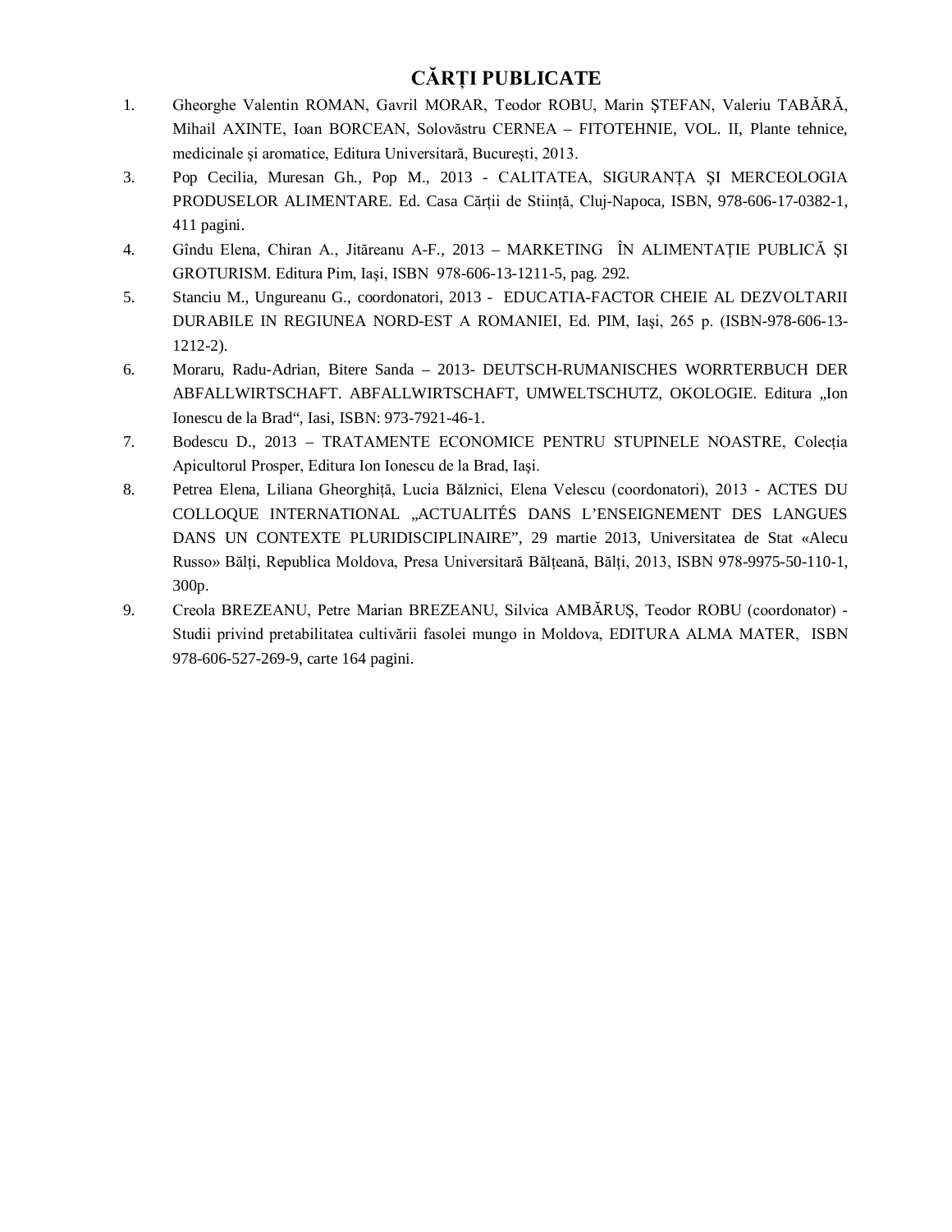# CĂRȚI PUBLICATE

1. Gheorghe Valentin ROMAN, Gavril MORAR, Teodor ROBU, Marin ŞTEFAN, Valeriu TABĂRĂ, Mihail AXINTE, Ioan BORCEAN, Solovăstru CERNEA – FITOTEHNIE, VOL. II, Plante tehnice, medicinale şi aromatice, Editura Universitară, Bucureşti, 2013.
3. Pop Cecilia, Muresan Gh., Pop M., 2013 - CALITATEA, SIGURANȚA ȘI MERCEOLOGIA PRODUSELOR ALIMENTARE. Ed. Casa Cărții de Stiință, Cluj-Napoca, ISBN, 978-606-17-0382-1, 411 pagini.
4. Gîndu Elena, Chiran A., Jităreanu A-F., 2013 – MARKETING ÎN ALIMENTAȚIE PUBLICĂ ŞI GROTURISM. Editura Pim, Iaşi, ISBN 978-606-13-1211-5, pag. 292.
5. Stanciu M., Ungureanu G., coordonatori, 2013 - EDUCATIA-FACTOR CHEIE AL DEZVOLTARII DURABILE IN REGIUNEA NORD-EST A ROMANIEI, Ed. PIM, Iaşi, 265 p. (ISBN-978-606-13-1212-2).
6. Moraru, Radu-Adrian, Bitere Sanda – 2013- DEUTSCH-RUMANISCHES WORRTERBUCH DER ABFALLWIRTSCHAFT. ABFALLWIRTSCHAFT, UMWELTSCHUTZ, OKOLOGIE. Editura „Ion Ionescu de la Brad", Iasi, ISBN: 973-7921-46-1.
7. Bodescu D., 2013 – TRATAMENTE ECONOMICE PENTRU STUPINELE NOASTRE, Colecția Apicultorul Prosper, Editura Ion Ionescu de la Brad, Iaşi.
8. Petrea Elena, Liliana Gheorghiță, Lucia Bălznici, Elena Velescu (coordonatori), 2013 - ACTES DU COLLOQUE INTERNATIONAL „ACTUALITÉS DANS L'ENSEIGNEMENT DES LANGUES DANS UN CONTEXTE PLURIDISCIPLINAIRE", 29 martie 2013, Universitatea de Stat «Alecu Russo» Bălți, Republica Moldova, Presa Universitară Bălțeană, Bălți, 2013, ISBN 978-9975-50-110-1, 300p.
9. Creola BREZEANU, Petre Marian BREZEANU, Silvica AMBĂRUȘ, Teodor ROBU (coordonator) - Studii privind pretabilitatea cultivării fasolei mungo in Moldova, EDITURA ALMA MATER, ISBN 978-606-527-269-9, carte 164 pagini.